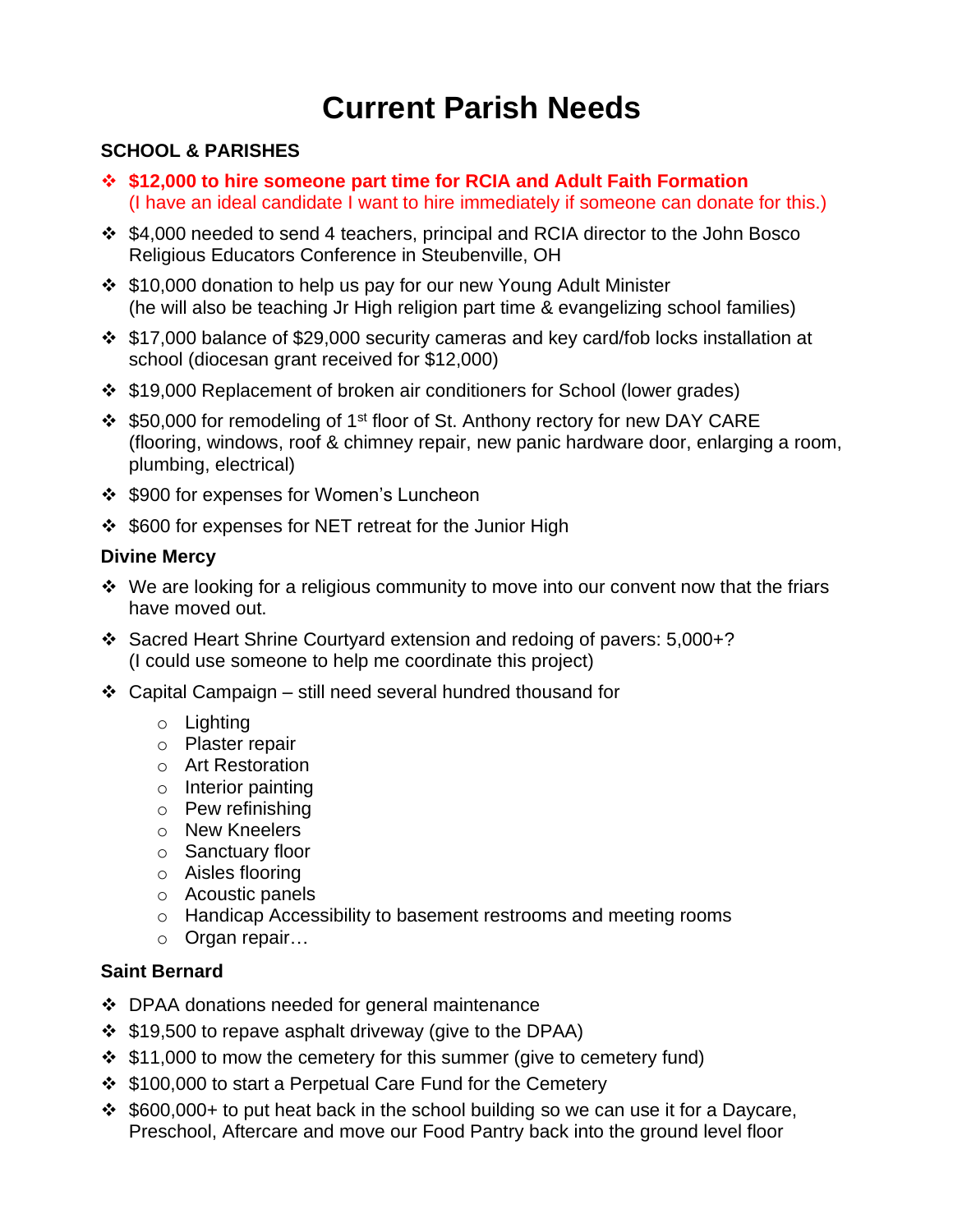# Current Parish Needs

## SCHOOL & PARISHES

- **$12,000 to hire someone part time for RCIA and Adult Faith Formation**
  (I have an ideal candidate I want to hire immediately if someone can donate for this.)
- $4,000 needed to send 4 teachers, principal and RCIA director to the John Bosco Religious Educators Conference in Steubenville, OH
- $10,000 donation to help us pay for our new Young Adult Minister
  (he will also be teaching Jr High religion part time & evangelizing school families)
- $17,000 balance of $29,000 security cameras and key card/fob locks installation at school (diocesan grant received for $12,000)
- $19,000 Replacement of broken air conditioners for School (lower grades)
- $50,000 for remodeling of 1st floor of St. Anthony rectory for new DAY CARE (flooring, windows, roof & chimney repair, new panic hardware door, enlarging a room, plumbing, electrical)
- $900 for expenses for Women's Luncheon
- $600 for expenses for NET retreat for the Junior High

### Divine Mercy

- We are looking for a religious community to move into our convent now that the friars have moved out.
- Sacred Heart Shrine Courtyard extension and redoing of pavers: 5,000+?
  (I could use someone to help me coordinate this project)
- Capital Campaign – still need several hundred thousand for
  - Lighting
  - Plaster repair
  - Art Restoration
  - Interior painting
  - Pew refinishing
  - New Kneelers
  - Sanctuary floor
  - Aisles flooring
  - Acoustic panels
  - Handicap Accessibility to basement restrooms and meeting rooms
  - Organ repair…

### Saint Bernard

- DPAA donations needed for general maintenance
- $19,500 to repave asphalt driveway (give to the DPAA)
- $11,000 to mow the cemetery for this summer (give to cemetery fund)
- $100,000 to start a Perpetual Care Fund for the Cemetery
- $600,000+ to put heat back in the school building so we can use it for a Daycare, Preschool, Aftercare and move our Food Pantry back into the ground level floor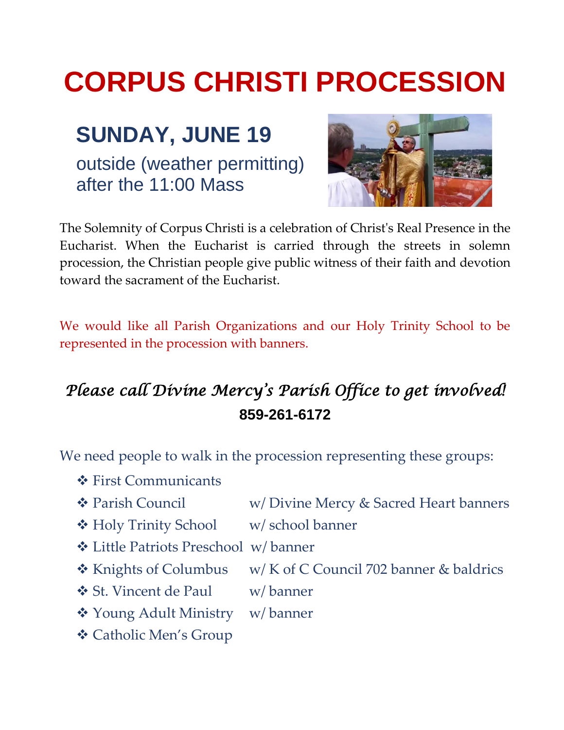# CORPUS CHRISTI PROCESSION

## SUNDAY, JUNE 19

outside (weather permitting)
after the 11:00 Mass

The Solemnity of Corpus Christi is a celebration of Christ's Real Presence in the Eucharist. When the Eucharist is carried through the streets in solemn procession, the Christian people give public witness of their faith and devotion toward the sacrament of the Eucharist.

We would like all Parish Organizations and our Holy Trinity School to be represented in the procession with banners.

### *Please call Divine Mercy's Parish Office to get involved!*

**859-261-6172**

We need people to walk in the procession representing these groups:

- First Communicants
- Parish Council w/ Divine Mercy & Sacred Heart banners
- Holy Trinity School w/ school banner
- Little Patriots Preschool w/ banner
- Knights of Columbus w/ K of C Council 702 banner & baldrics
- St. Vincent de Paul w/ banner
- Young Adult Ministry w/ banner
- Catholic Men's Group